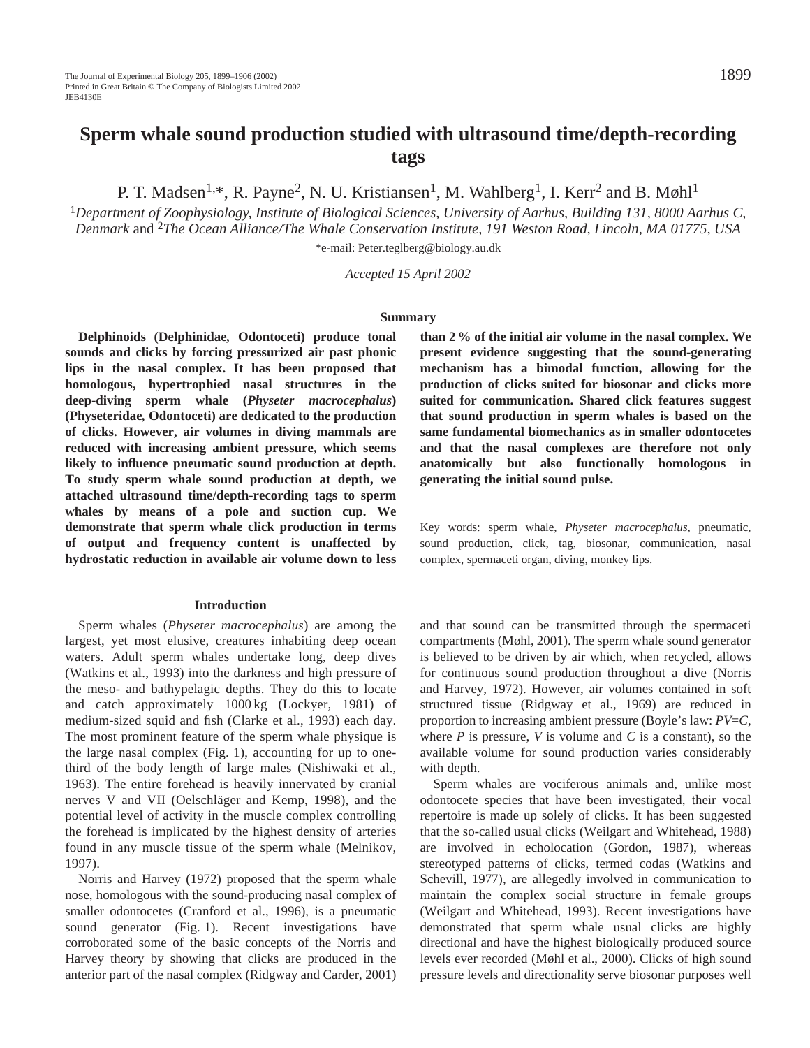# Sperm whale sound production studied with ultrasound time/depth-recording tags

P. T. Madsen[1,*], R. Payne[2], N. U. Kristiansen[1], M. Wahlberg[1], I. Kerr[2] and B. Møhl[1]

[1]*Department of Zoophysiology, Institute of Biological Sciences, University of Aarhus, Building 131, 8000 Aarhus C, Denmark* and [2]*The Ocean Alliance/The Whale Conservation Institute, 191 Weston Road, Lincoln, MA 01775, USA*

*e-mail: Peter.teglberg@biology.au.dk

*Accepted 15 April 2002*

## Summary

**Delphinoids (Delphinidae, Odontoceti) produce tonal sounds and clicks by forcing pressurized air past phonic lips in the nasal complex. It has been proposed that homologous, hypertrophied nasal structures in the deep-diving sperm whale (*Physeter macrocephalus*) (Physeteridae, Odontoceti) are dedicated to the production of clicks. However, air volumes in diving mammals are reduced with increasing ambient pressure, which seems likely to influence pneumatic sound production at depth. To study sperm whale sound production at depth, we attached ultrasound time/depth-recording tags to sperm whales by means of a pole and suction cup. We demonstrate that sperm whale click production in terms of output and frequency content is unaffected by hydrostatic reduction in available air volume down to less than 2 % of the initial air volume in the nasal complex. We present evidence suggesting that the sound-generating mechanism has a bimodal function, allowing for the production of clicks suited for biosonar and clicks more suited for communication. Shared click features suggest that sound production in sperm whales is based on the same fundamental biomechanics as in smaller odontocetes and that the nasal complexes are therefore not only anatomically but also functionally homologous in generating the initial sound pulse.**

Key words: sperm whale, *Physeter macrocephalus*, pneumatic, sound production, click, tag, biosonar, communication, nasal complex, spermaceti organ, diving, monkey lips.

## Introduction

Sperm whales (*Physeter macrocephalus*) are among the largest, yet most elusive, creatures inhabiting deep ocean waters. Adult sperm whales undertake long, deep dives (Watkins et al., 1993) into the darkness and high pressure of the meso- and bathypelagic depths. They do this to locate and catch approximately 1000 kg (Lockyer, 1981) of medium-sized squid and fish (Clarke et al., 1993) each day. The most prominent feature of the sperm whale physique is the large nasal complex (Fig. 1), accounting for up to one-third of the body length of large males (Nishiwaki et al., 1963). The entire forehead is heavily innervated by cranial nerves V and VII (Oelschläger and Kemp, 1998), and the potential level of activity in the muscle complex controlling the forehead is implicated by the highest density of arteries found in any muscle tissue of the sperm whale (Melnikov, 1997).

Norris and Harvey (1972) proposed that the sperm whale nose, homologous with the sound-producing nasal complex of smaller odontocetes (Cranford et al., 1996), is a pneumatic sound generator (Fig. 1). Recent investigations have corroborated some of the basic concepts of the Norris and Harvey theory by showing that clicks are produced in the anterior part of the nasal complex (Ridgway and Carder, 2001) and that sound can be transmitted through the spermaceti compartments (Møhl, 2001). The sperm whale sound generator is believed to be driven by air which, when recycled, allows for continuous sound production throughout a dive (Norris and Harvey, 1972). However, air volumes contained in soft structured tissue (Ridgway et al., 1969) are reduced in proportion to increasing ambient pressure (Boyle's law: $PV=C$, where $P$ is pressure, $V$ is volume and $C$ is a constant), so the available volume for sound production varies considerably with depth.

Sperm whales are vociferous animals and, unlike most odontocete species that have been investigated, their vocal repertoire is made up solely of clicks. It has been suggested that the so-called usual clicks (Weilgart and Whitehead, 1988) are involved in echolocation (Gordon, 1987), whereas stereotyped patterns of clicks, termed codas (Watkins and Schevill, 1977), are allegedly involved in communication to maintain the complex social structure in female groups (Weilgart and Whitehead, 1993). Recent investigations have demonstrated that sperm whale usual clicks are highly directional and have the highest biologically produced source levels ever recorded (Møhl et al., 2000). Clicks of high sound pressure levels and directionality serve biosonar purposes well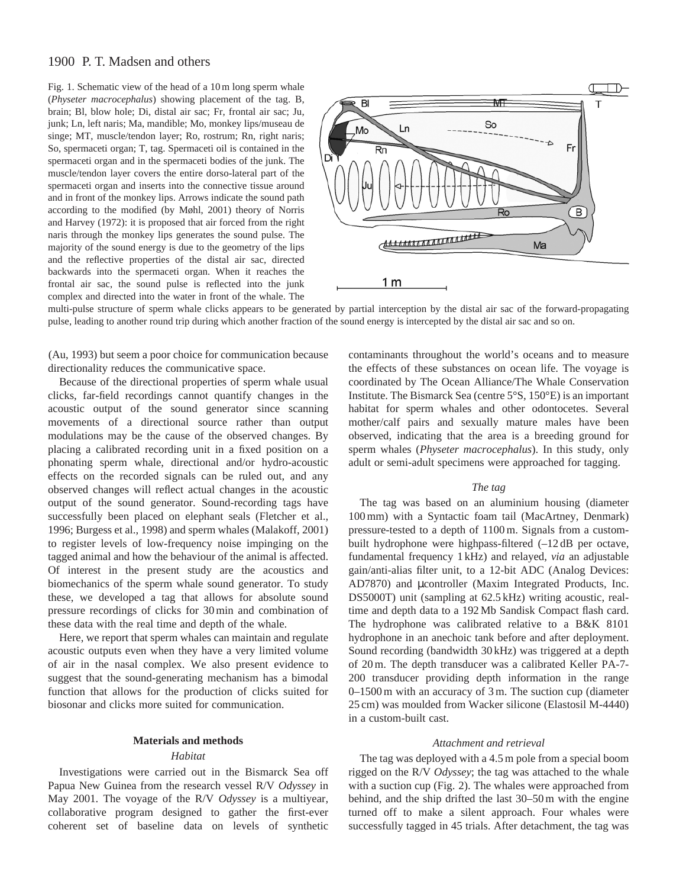Fig. 1. Schematic view of the head of a 10 m long sperm whale (*Physeter macrocephalus*) showing placement of the tag. B, brain; Bl, blow hole; Di, distal air sac; Fr, frontal air sac; Ju, junk; Ln, left naris; Ma, mandible; Mo, monkey lips/museau de singe; MT, muscle/tendon layer; Ro, rostrum; Rn, right naris; So, spermaceti organ; T, tag. Spermaceti oil is contained in the spermaceti organ and in the spermaceti bodies of the junk. The muscle/tendon layer covers the entire dorso-lateral part of the spermaceti organ and inserts into the connective tissue around and in front of the monkey lips. Arrows indicate the sound path according to the modified (by Møhl, 2001) theory of Norris and Harvey (1972): it is proposed that air forced from the right naris through the monkey lips generates the sound pulse. The majority of the sound energy is due to the geometry of the lips and the reflective properties of the distal air sac, directed backwards into the spermaceti organ. When it reaches the frontal air sac, the sound pulse is reflected into the junk complex and directed into the water in front of the whale. The multi-pulse structure of sperm whale clicks appears to be generated by partial interception by the distal air sac of the forward-propagating pulse, leading to another round trip during which another fraction of the sound energy is intercepted by the distal air sac and so on.

(Au, 1993) but seem a poor choice for communication because directionality reduces the communicative space.

Because of the directional properties of sperm whale usual clicks, far-field recordings cannot quantify changes in the acoustic output of the sound generator since scanning movements of a directional source rather than output modulations may be the cause of the observed changes. By placing a calibrated recording unit in a fixed position on a phonating sperm whale, directional and/or hydro-acoustic effects on the recorded signals can be ruled out, and any observed changes will reflect actual changes in the acoustic output of the sound generator. Sound-recording tags have successfully been placed on elephant seals (Fletcher et al., 1996; Burgess et al., 1998) and sperm whales (Malakoff, 2001) to register levels of low-frequency noise impinging on the tagged animal and how the behaviour of the animal is affected. Of interest in the present study are the acoustics and biomechanics of the sperm whale sound generator. To study these, we developed a tag that allows for absolute sound pressure recordings of clicks for 30 min and combination of these data with the real time and depth of the whale.

Here, we report that sperm whales can maintain and regulate acoustic outputs even when they have a very limited volume of air in the nasal complex. We also present evidence to suggest that the sound-generating mechanism has a bimodal function that allows for the production of clicks suited for biosonar and clicks more suited for communication.

## Materials and methods

### *Habitat*

Investigations were carried out in the Bismarck Sea off Papua New Guinea from the research vessel R/V *Odyssey* in May 2001. The voyage of the R/V *Odyssey* is a multiyear, collaborative program designed to gather the first-ever coherent set of baseline data on levels of synthetic contaminants throughout the world's oceans and to measure the effects of these substances on ocean life. The voyage is coordinated by The Ocean Alliance/The Whale Conservation Institute. The Bismarck Sea (centre 5°S, 150°E) is an important habitat for sperm whales and other odontocetes. Several mother/calf pairs and sexually mature males have been observed, indicating that the area is a breeding ground for sperm whales (*Physeter macrocephalus*). In this study, only adult or semi-adult specimens were approached for tagging.

### *The tag*

The tag was based on an aluminium housing (diameter 100 mm) with a Syntactic foam tail (MacArtney, Denmark) pressure-tested to a depth of 1100 m. Signals from a custom-built hydrophone were highpass-filtered (–12 dB per octave, fundamental frequency 1 kHz) and relayed, *via* an adjustable gain/anti-alias filter unit, to a 12-bit ADC (Analog Devices: AD7870) and µcontroller (Maxim Integrated Products, Inc. DS5000T) unit (sampling at 62.5 kHz) writing acoustic, real-time and depth data to a 192 Mb Sandisk Compact flash card. The hydrophone was calibrated relative to a B&K 8101 hydrophone in an anechoic tank before and after deployment. Sound recording (bandwidth 30 kHz) was triggered at a depth of 20 m. The depth transducer was a calibrated Keller PA-7-200 transducer providing depth information in the range 0–1500 m with an accuracy of 3 m. The suction cup (diameter 25 cm) was moulded from Wacker silicone (Elastosil M-4440) in a custom-built cast.

### *Attachment and retrieval*

The tag was deployed with a 4.5 m pole from a special boom rigged on the R/V *Odyssey*; the tag was attached to the whale with a suction cup (Fig. 2). The whales were approached from behind, and the ship drifted the last 30–50 m with the engine turned off to make a silent approach. Four whales were successfully tagged in 45 trials. After detachment, the tag was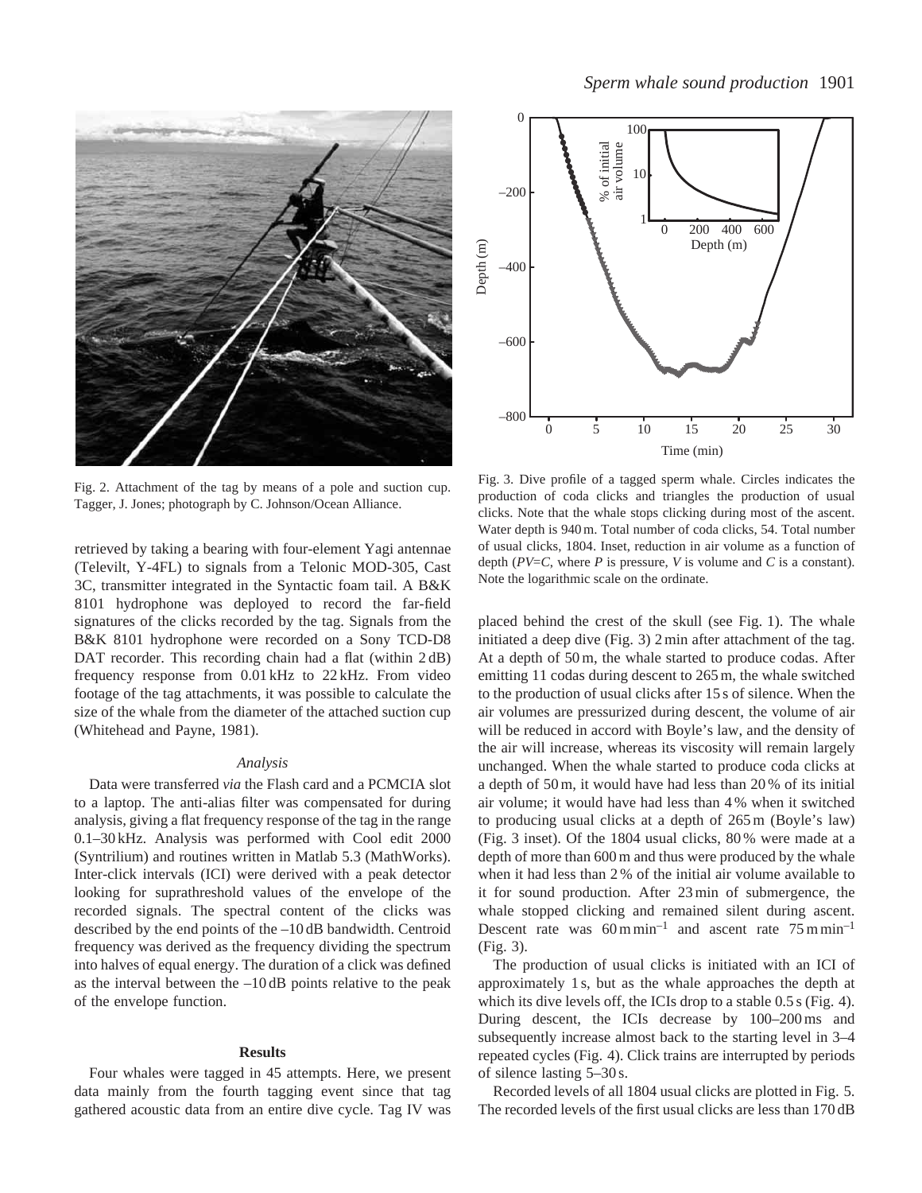Fig. 2. Attachment of the tag by means of a pole and suction cup. Tagger, J. Jones; photograph by C. Johnson/Ocean Alliance.

retrieved by taking a bearing with four-element Yagi antennae (Televilt, Y-4FL) to signals from a Telonic MOD-305, Cast 3C, transmitter integrated in the Syntactic foam tail. A B&K 8101 hydrophone was deployed to record the far-field signatures of the clicks recorded by the tag. Signals from the B&K 8101 hydrophone were recorded on a Sony TCD-D8 DAT recorder. This recording chain had a flat (within 2 dB) frequency response from 0.01 kHz to 22 kHz. From video footage of the tag attachments, it was possible to calculate the size of the whale from the diameter of the attached suction cup (Whitehead and Payne, 1981).

### *Analysis*

Data were transferred *via* the Flash card and a PCMCIA slot to a laptop. The anti-alias filter was compensated for during analysis, giving a flat frequency response of the tag in the range 0.1–30 kHz. Analysis was performed with Cool edit 2000 (Syntrilium) and routines written in Matlab 5.3 (MathWorks). Inter-click intervals (ICI) were derived with a peak detector looking for suprathreshold values of the envelope of the recorded signals. The spectral content of the clicks was described by the end points of the –10 dB bandwidth. Centroid frequency was derived as the frequency dividing the spectrum into halves of equal energy. The duration of a click was defined as the interval between the –10 dB points relative to the peak of the envelope function.

## Results

Four whales were tagged in 45 attempts. Here, we present data mainly from the fourth tagging event since that tag gathered acoustic data from an entire dive cycle. Tag IV was placed behind the crest of the skull (see Fig. 1). The whale initiated a deep dive (Fig. 3) 2 min after attachment of the tag. At a depth of 50 m, the whale started to produce codas. After emitting 11 codas during descent to 265 m, the whale switched to the production of usual clicks after 15 s of silence. When the air volumes are pressurized during descent, the volume of air will be reduced in accord with Boyle's law, and the density of the air will increase, whereas its viscosity will remain largely unchanged. When the whale started to produce coda clicks at a depth of 50 m, it would have had less than 20 % of its initial air volume; it would have had less than 4 % when it switched to producing usual clicks at a depth of 265 m (Boyle's law) (Fig. 3 inset). Of the 1804 usual clicks, 80 % were made at a depth of more than 600 m and thus were produced by the whale when it had less than 2 % of the initial air volume available to it for sound production. After 23 min of submergence, the whale stopped clicking and remained silent during ascent. Descent rate was 60 m min$^{-1}$ and ascent rate 75 m min$^{-1}$ (Fig. 3).

Fig. 3. Dive profile of a tagged sperm whale. Circles indicates the production of coda clicks and triangles the production of usual clicks. Note that the whale stops clicking during most of the ascent. Water depth is 940 m. Total number of coda clicks, 54. Total number of usual clicks, 1804. Inset, reduction in air volume as a function of depth ($PV=C$, where $P$ is pressure, $V$ is volume and $C$ is a constant). Note the logarithmic scale on the ordinate.

The production of usual clicks is initiated with an ICI of approximately 1 s, but as the whale approaches the depth at which its dive levels off, the ICIs drop to a stable 0.5 s (Fig. 4). During descent, the ICIs decrease by 100–200 ms and subsequently increase almost back to the starting level in 3–4 repeated cycles (Fig. 4). Click trains are interrupted by periods of silence lasting 5–30 s.

Recorded levels of all 1804 usual clicks are plotted in Fig. 5. The recorded levels of the first usual clicks are less than 170 dB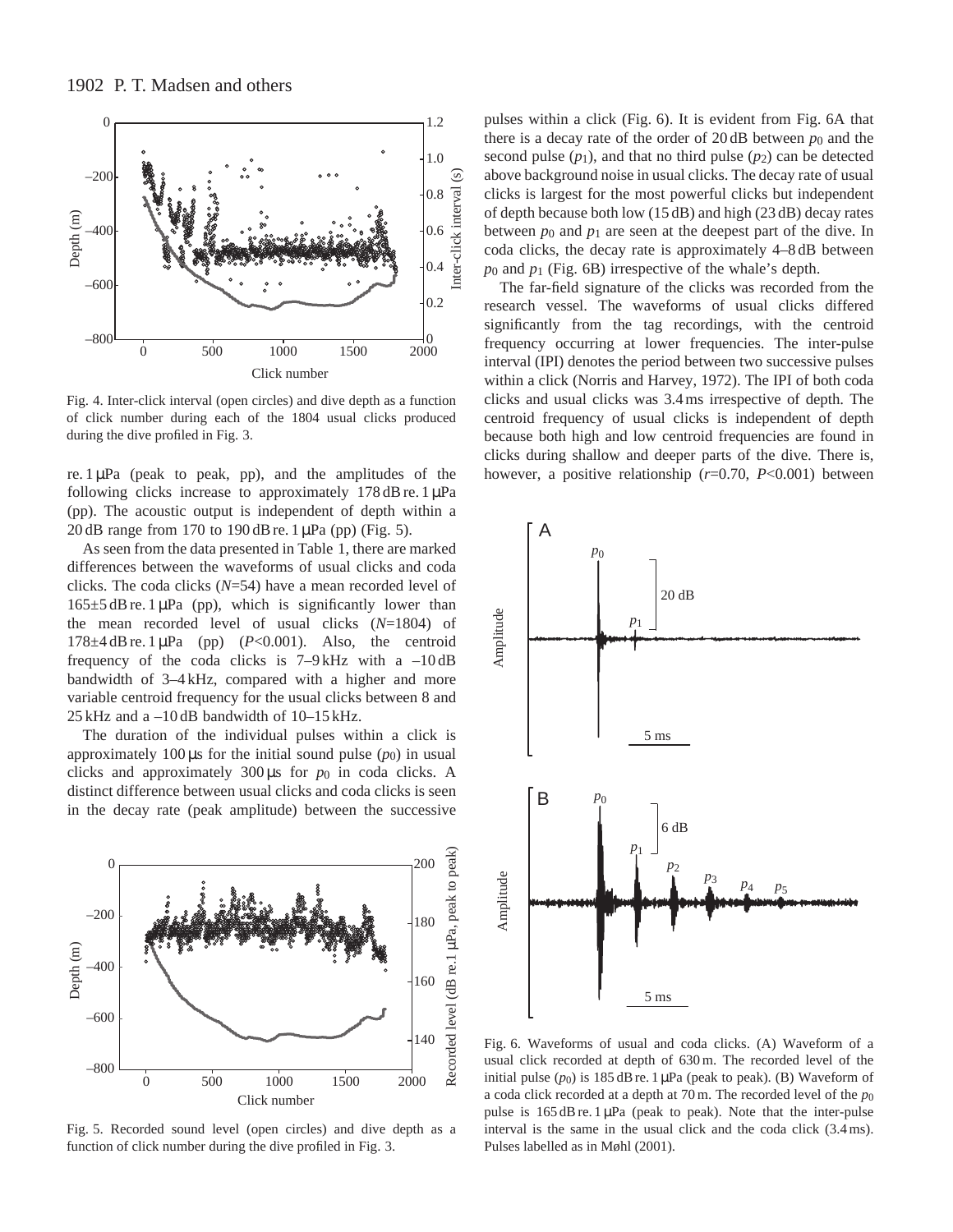Fig. 4. Inter-click interval (open circles) and dive depth as a function of click number during each of the 1804 usual clicks produced during the dive profiled in Fig. 3.

re. 1 μPa (peak to peak, pp), and the amplitudes of the following clicks increase to approximately 178 dB re. 1 μPa (pp). The acoustic output is independent of depth within a 20 dB range from 170 to 190 dB re. 1 μPa (pp) (Fig. 5).

As seen from the data presented in Table 1, there are marked differences between the waveforms of usual clicks and coda clicks. The coda clicks ($N$=54) have a mean recorded level of 165±5 dB re. 1 μPa (pp), which is significantly lower than the mean recorded level of usual clicks ($N$=1804) of 178±4 dB re. 1 μPa (pp) ($P$<0.001). Also, the centroid frequency of the coda clicks is 7–9 kHz with a –10 dB bandwidth of 3–4 kHz, compared with a higher and more variable centroid frequency for the usual clicks between 8 and 25 kHz and a –10 dB bandwidth of 10–15 kHz.

The duration of the individual pulses within a click is approximately 100 μs for the initial sound pulse ($p_0$) in usual clicks and approximately 300 μs for $p_0$ in coda clicks. A distinct difference between usual clicks and coda clicks is seen in the decay rate (peak amplitude) between the successive pulses within a click (Fig. 6). It is evident from Fig. 6A that there is a decay rate of the order of 20 dB between $p_0$ and the second pulse ($p_1$), and that no third pulse ($p_2$) can be detected above background noise in usual clicks. The decay rate of usual clicks is largest for the most powerful clicks but independent of depth because both low (15 dB) and high (23 dB) decay rates between $p_0$ and $p_1$ are seen at the deepest part of the dive. In coda clicks, the decay rate is approximately 4–8 dB between $p_0$ and $p_1$ (Fig. 6B) irrespective of the whale's depth.

The far-field signature of the clicks was recorded from the research vessel. The waveforms of usual clicks differed significantly from the tag recordings, with the centroid frequency occurring at lower frequencies. The inter-pulse interval (IPI) denotes the period between two successive pulses within a click (Norris and Harvey, 1972). The IPI of both coda clicks and usual clicks was 3.4 ms irrespective of depth. The centroid frequency of usual clicks is independent of depth because both high and low centroid frequencies are found in clicks during shallow and deeper parts of the dive. There is, however, a positive relationship ($r$=0.70, $P$<0.001) between

Fig. 5. Recorded sound level (open circles) and dive depth as a function of click number during the dive profiled in Fig. 3.

Fig. 6. Waveforms of usual and coda clicks. (A) Waveform of a usual click recorded at depth of 630 m. The recorded level of the initial pulse ($p_0$) is 185 dB re. 1 μPa (peak to peak). (B) Waveform of a coda click recorded at a depth at 70 m. The recorded level of the $p_0$ pulse is 165 dB re. 1 μPa (peak to peak). Note that the inter-pulse interval is the same in the usual click and the coda click (3.4 ms). Pulses labelled as in Møhl (2001).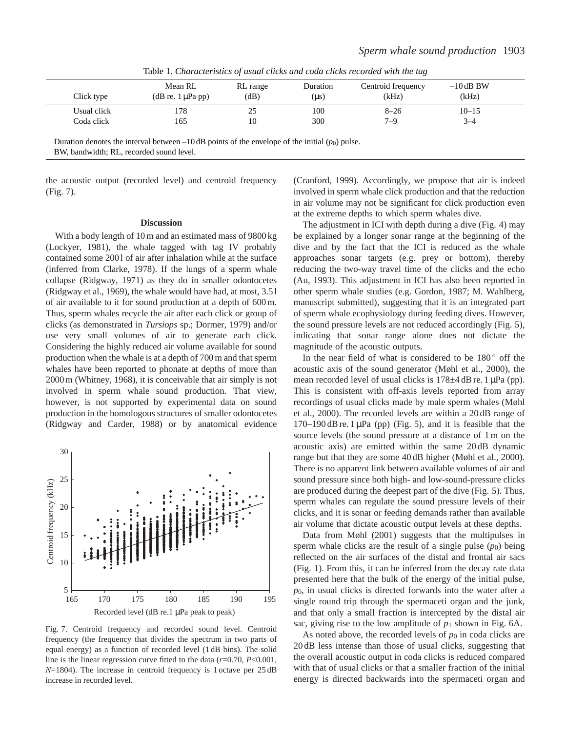Table 1. *Characteristics of usual clicks and coda clicks recorded with the tag*

| Click type | Mean RL (dB re. 1 μPa pp) | RL range (dB) | Duration (μs) | Centroid frequency (kHz) | –10 dB BW (kHz) |
|---|---|---|---|---|---|
| Usual click | 178 | 25 | 100 | 8–26 | 10–15 |
| Coda click | 165 | 10 | 300 | 7–9 | 3–4 |

Duration denotes the interval between –10 dB points of the envelope of the initial ($p_0$) pulse.
BW, bandwidth; RL, recorded sound level.

the acoustic output (recorded level) and centroid frequency (Fig. 7).

## Discussion

With a body length of 10 m and an estimated mass of 9800 kg (Lockyer, 1981), the whale tagged with tag IV probably contained some 200 l of air after inhalation while at the surface (inferred from Clarke, 1978). If the lungs of a sperm whale collapse (Ridgway, 1971) as they do in smaller odontocetes (Ridgway et al., 1969), the whale would have had, at most, 3.5 l of air available to it for sound production at a depth of 600 m. Thus, sperm whales recycle the air after each click or group of clicks (as demonstrated in *Tursiops* sp.; Dormer, 1979) and/or use very small volumes of air to generate each click. Considering the highly reduced air volume available for sound production when the whale is at a depth of 700 m and that sperm whales have been reported to phonate at depths of more than 2000 m (Whitney, 1968), it is conceivable that air simply is not involved in sperm whale sound production. That view, however, is not supported by experimental data on sound production in the homologous structures of smaller odontocetes (Ridgway and Carder, 1988) or by anatomical evidence (Cranford, 1999). Accordingly, we propose that air is indeed involved in sperm whale click production and that the reduction in air volume may not be significant for click production even at the extreme depths to which sperm whales dive.

Fig. 7. Centroid frequency and recorded sound level. Centroid frequency (the frequency that divides the spectrum in two parts of equal energy) as a function of recorded level (1 dB bins). The solid line is the linear regression curve fitted to the data ($r$=0.70, $P$<0.001, $N$=1804). The increase in centroid frequency is 1 octave per 25 dB increase in recorded level.

The adjustment in ICI with depth during a dive (Fig. 4) may be explained by a longer sonar range at the beginning of the dive and by the fact that the ICI is reduced as the whale approaches sonar targets (e.g. prey or bottom), thereby reducing the two-way travel time of the clicks and the echo (Au, 1993). This adjustment in ICI has also been reported in other sperm whale studies (e.g. Gordon, 1987; M. Wahlberg, manuscript submitted), suggesting that it is an integrated part of sperm whale ecophysiology during feeding dives. However, the sound pressure levels are not reduced accordingly (Fig. 5), indicating that sonar range alone does not dictate the magnitude of the acoustic outputs.

In the near field of what is considered to be 180 ° off the acoustic axis of the sound generator (Møhl et al., 2000), the mean recorded level of usual clicks is 178±4 dB re. 1 μPa (pp). This is consistent with off-axis levels reported from array recordings of usual clicks made by male sperm whales (Møhl et al., 2000). The recorded levels are within a 20 dB range of 170–190 dB re. 1 μPa (pp) (Fig. 5), and it is feasible that the source levels (the sound pressure at a distance of 1 m on the acoustic axis) are emitted within the same 20 dB dynamic range but that they are some 40 dB higher (Møhl et al., 2000). There is no apparent link between available volumes of air and sound pressure since both high- and low-sound-pressure clicks are produced during the deepest part of the dive (Fig. 5). Thus, sperm whales can regulate the sound pressure levels of their clicks, and it is sonar or feeding demands rather than available air volume that dictate acoustic output levels at these depths.

Data from Møhl (2001) suggests that the multipulses in sperm whale clicks are the result of a single pulse ($p_0$) being reflected on the air surfaces of the distal and frontal air sacs (Fig. 1). From this, it can be inferred from the decay rate data presented here that the bulk of the energy of the initial pulse, $p_0$, in usual clicks is directed forwards into the water after a single round trip through the spermaceti organ and the junk, and that only a small fraction is intercepted by the distal air sac, giving rise to the low amplitude of $p_1$ shown in Fig. 6A.

As noted above, the recorded levels of $p_0$ in coda clicks are 20 dB less intense than those of usual clicks, suggesting that the overall acoustic output in coda clicks is reduced compared with that of usual clicks or that a smaller fraction of the initial energy is directed backwards into the spermaceti organ and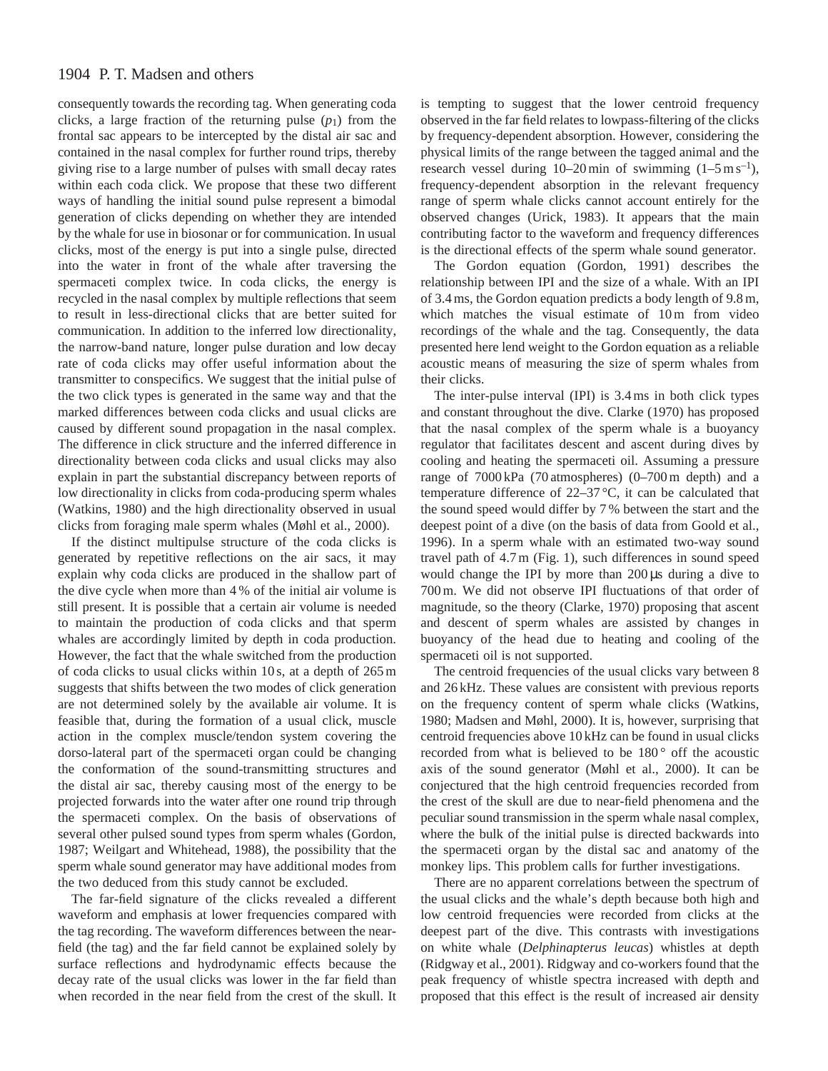consequently towards the recording tag. When generating coda clicks, a large fraction of the returning pulse ($p_1$) from the frontal sac appears to be intercepted by the distal air sac and contained in the nasal complex for further round trips, thereby giving rise to a large number of pulses with small decay rates within each coda click. We propose that these two different ways of handling the initial sound pulse represent a bimodal generation of clicks depending on whether they are intended by the whale for use in biosonar or for communication. In usual clicks, most of the energy is put into a single pulse, directed into the water in front of the whale after traversing the spermaceti complex twice. In coda clicks, the energy is recycled in the nasal complex by multiple reflections that seem to result in less-directional clicks that are better suited for communication. In addition to the inferred low directionality, the narrow-band nature, longer pulse duration and low decay rate of coda clicks may offer useful information about the transmitter to conspecifics. We suggest that the initial pulse of the two click types is generated in the same way and that the marked differences between coda clicks and usual clicks are caused by different sound propagation in the nasal complex. The difference in click structure and the inferred difference in directionality between coda clicks and usual clicks may also explain in part the substantial discrepancy between reports of low directionality in clicks from coda-producing sperm whales (Watkins, 1980) and the high directionality observed in usual clicks from foraging male sperm whales (Møhl et al., 2000).

If the distinct multipulse structure of the coda clicks is generated by repetitive reflections on the air sacs, it may explain why coda clicks are produced in the shallow part of the dive cycle when more than 4 % of the initial air volume is still present. It is possible that a certain air volume is needed to maintain the production of coda clicks and that sperm whales are accordingly limited by depth in coda production. However, the fact that the whale switched from the production of coda clicks to usual clicks within 10 s, at a depth of 265 m suggests that shifts between the two modes of click generation are not determined solely by the available air volume. It is feasible that, during the formation of a usual click, muscle action in the complex muscle/tendon system covering the dorso-lateral part of the spermaceti organ could be changing the conformation of the sound-transmitting structures and the distal air sac, thereby causing most of the energy to be projected forwards into the water after one round trip through the spermaceti complex. On the basis of observations of several other pulsed sound types from sperm whales (Gordon, 1987; Weilgart and Whitehead, 1988), the possibility that the sperm whale sound generator may have additional modes from the two deduced from this study cannot be excluded.

The far-field signature of the clicks revealed a different waveform and emphasis at lower frequencies compared with the tag recording. The waveform differences between the near-field (the tag) and the far field cannot be explained solely by surface reflections and hydrodynamic effects because the decay rate of the usual clicks was lower in the far field than when recorded in the near field from the crest of the skull. It is tempting to suggest that the lower centroid frequency observed in the far field relates to lowpass-filtering of the clicks by frequency-dependent absorption. However, considering the physical limits of the range between the tagged animal and the research vessel during 10–20 min of swimming (1–5 m s$^{-1}$), frequency-dependent absorption in the relevant frequency range of sperm whale clicks cannot account entirely for the observed changes (Urick, 1983). It appears that the main contributing factor to the waveform and frequency differences is the directional effects of the sperm whale sound generator.

The Gordon equation (Gordon, 1991) describes the relationship between IPI and the size of a whale. With an IPI of 3.4 ms, the Gordon equation predicts a body length of 9.8 m, which matches the visual estimate of 10 m from video recordings of the whale and the tag. Consequently, the data presented here lend weight to the Gordon equation as a reliable acoustic means of measuring the size of sperm whales from their clicks.

The inter-pulse interval (IPI) is 3.4 ms in both click types and constant throughout the dive. Clarke (1970) has proposed that the nasal complex of the sperm whale is a buoyancy regulator that facilitates descent and ascent during dives by cooling and heating the spermaceti oil. Assuming a pressure range of 7000 kPa (70 atmospheres) (0–700 m depth) and a temperature difference of 22–37 °C, it can be calculated that the sound speed would differ by 7 % between the start and the deepest point of a dive (on the basis of data from Goold et al., 1996). In a sperm whale with an estimated two-way sound travel path of 4.7 m (Fig. 1), such differences in sound speed would change the IPI by more than 200 μs during a dive to 700 m. We did not observe IPI fluctuations of that order of magnitude, so the theory (Clarke, 1970) proposing that ascent and descent of sperm whales are assisted by changes in buoyancy of the head due to heating and cooling of the spermaceti oil is not supported.

The centroid frequencies of the usual clicks vary between 8 and 26 kHz. These values are consistent with previous reports on the frequency content of sperm whale clicks (Watkins, 1980; Madsen and Møhl, 2000). It is, however, surprising that centroid frequencies above 10 kHz can be found in usual clicks recorded from what is believed to be 180 ° off the acoustic axis of the sound generator (Møhl et al., 2000). It can be conjectured that the high centroid frequencies recorded from the crest of the skull are due to near-field phenomena and the peculiar sound transmission in the sperm whale nasal complex, where the bulk of the initial pulse is directed backwards into the spermaceti organ by the distal sac and anatomy of the monkey lips. This problem calls for further investigations.

There are no apparent correlations between the spectrum of the usual clicks and the whale's depth because both high and low centroid frequencies were recorded from clicks at the deepest part of the dive. This contrasts with investigations on white whale (*Delphinapterus leucas*) whistles at depth (Ridgway et al., 2001). Ridgway and co-workers found that the peak frequency of whistle spectra increased with depth and proposed that this effect is the result of increased air density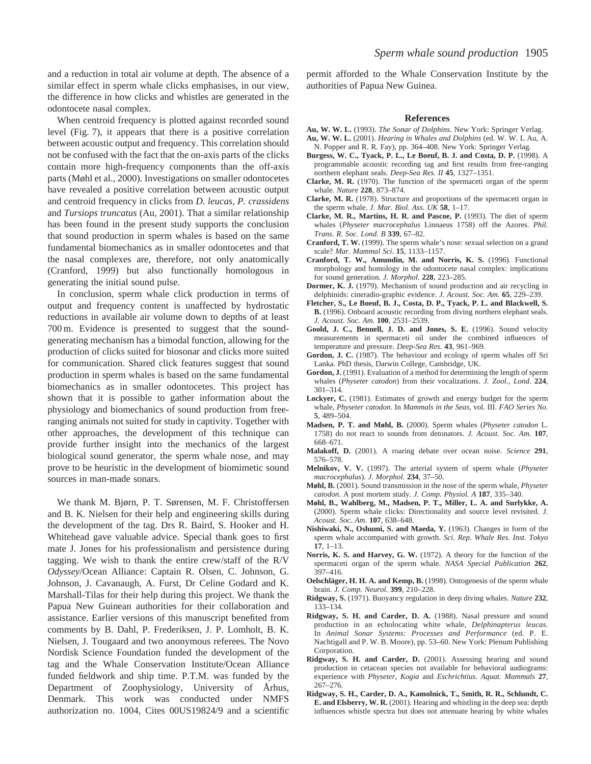and a reduction in total air volume at depth. The absence of a similar effect in sperm whale clicks emphasises, in our view, the difference in how clicks and whistles are generated in the odontocete nasal complex.

When centroid frequency is plotted against recorded sound level (Fig. 7), it appears that there is a positive correlation between acoustic output and frequency. This correlation should not be confused with the fact that the on-axis parts of the clicks contain more high-frequency components than the off-axis parts (Møhl et al., 2000). Investigations on smaller odontocetes have revealed a positive correlation between acoustic output and centroid frequency in clicks from *D. leucas*, *P. crassidens* and *Tursiops truncatus* (Au, 2001). That a similar relationship has been found in the present study supports the conclusion that sound production in sperm whales is based on the same fundamental biomechanics as in smaller odontocetes and that the nasal complexes are, therefore, not only anatomically (Cranford, 1999) but also functionally homologous in generating the initial sound pulse.

In conclusion, sperm whale click production in terms of output and frequency content is unaffected by hydrostatic reductions in available air volume down to depths of at least 700 m. Evidence is presented to suggest that the sound-generating mechanism has a bimodal function, allowing for the production of clicks suited for biosonar and clicks more suited for communication. Shared click features suggest that sound production in sperm whales is based on the same fundamental biomechanics as in smaller odontocetes. This project has shown that it is possible to gather information about the physiology and biomechanics of sound production from free-ranging animals not suited for study in captivity. Together with other approaches, the development of this technique can provide further insight into the mechanics of the largest biological sound generator, the sperm whale nose, and may prove to be heuristic in the development of biomimetic sound sources in man-made sonars.

We thank M. Bjørn, P. T. Sørensen, M. F. Christoffersen and B. K. Nielsen for their help and engineering skills during the development of the tag. Drs R. Baird, S. Hooker and H. Whitehead gave valuable advice. Special thank goes to first mate J. Jones for his professionalism and persistence during tagging. We wish to thank the entire crew/staff of the R/V *Odyssey*/Ocean Alliance: Captain R. Olsen, C. Johnson, G. Johnson, J. Cavanaugh, A. Furst, Dr Celine Godard and K. Marshall-Tilas for their help during this project. We thank the Papua New Guinean authorities for their collaboration and assistance. Earlier versions of this manuscript benefited from comments by B. Dahl, P. Frederiksen, J. P. Lomholt, B. K. Nielsen, J. Tougaard and two anonymous referees. The Novo Nordisk Science Foundation funded the development of the tag and the Whale Conservation Institute/Ocean Alliance funded fieldwork and ship time. P.T.M. was funded by the Department of Zoophysiology, University of Århus, Denmark. This work was conducted under NMFS authorization no. 1004, Cites 00US19824/9 and a scientific permit afforded to the Whale Conservation Institute by the authorities of Papua New Guinea.

## References

**Au, W. W. L.** (1993). *The Sonar of Dolphins*. New York: Springer Verlag.

**Au, W. W. L.** (2001). *Hearing in Whales and Dolphins* (ed. W. W. L Au, A. N. Popper and R. R. Fay), pp. 364–408. New York: Springer Verlag.

**Burgess, W. C., Tyack, P. L., Le Boeuf, B. J. and Costa, D. P.** (1998). A programmable acoustic recording tag and first results from free-ranging northern elephant seals. *Deep-Sea Res. II* **45**, 1327–1351.

**Clarke, M. R.** (1970). The function of the spermaceti organ of the sperm whale. *Nature* **228**, 873–874.

**Clarke, M. R.** (1978). Structure and proportions of the spermaceti organ in the sperm whale. *J. Mar. Biol. Ass. UK* **58**, 1–17.

**Clarke, M. R., Martins, H. R. and Pascoe, P.** (1993). The diet of sperm whales (*Physeter macrocephalus* Linnaeus 1758) off the Azores. *Phil. Trans. R. Soc. Lond. B* **339**, 67–82.

**Cranford, T. W.** (1999). The sperm whale's nose: sexual selection on a grand scale? *Mar. Mammal Sci.* **15**, 1133–1157.

**Cranford, T. W., Amundin, M. and Norris, K. S.** (1996). Functional morphology and homology in the odontocete nasal complex: implications for sound generation. *J. Morphol.* **228**, 223–285.

**Dormer, K. J.** (1979). Mechanism of sound production and air recycling in delphinids: cineradio-graphic evidence. *J. Acoust. Soc. Am.* **65**, 229–239.

**Fletcher, S., Le Boeuf, B. J., Costa, D. P., Tyack, P. L. and Blackwell, S. B.** (1996). Onboard acoustic recording from diving northern elephant seals. *J. Acoust. Soc. Am.* **100**, 2531–2539.

**Goold, J. C., Bennell, J. D. and Jones, S. E.** (1996). Sound velocity measurements in spermaceti oil under the combined influences of temperature and pressure. *Deep-Sea Res.* **43**, 961–969.

**Gordon, J. C.** (1987). The behaviour and ecology of sperm whales off Sri Lanka. PhD thesis, Darwin College, Cambridge, UK.

**Gordon, J.** (1991). Evaluation of a method for determining the length of sperm whales (*Physeter catodon*) from their vocalizations. *J. Zool., Lond.* **224**, 301–314.

**Lockyer, C.** (1981). Estimates of growth and energy budget for the sperm whale, *Physeter catodon*. In *Mammals in the Seas*, vol. III. *FAO Series No.* **5**, 489–504.

**Madsen, P. T. and Møhl, B.** (2000). Sperm whales (*Physeter catodon* L. 1758) do not react to sounds from detonators. *J. Acoust. Soc. Am.* **107**, 668–671.

**Malakoff, D.** (2001). A roaring debate over ocean noise. *Science* **291**, 576–578.

**Melnikov, V. V.** (1997). The arterial system of sperm whale (*Physeter macrocephalus*). *J. Morphol.* **234**, 37–50.

**Møhl, B.** (2001). Sound transmission in the nose of the sperm whale, *Physeter catodon*. A post mortem study. *J. Comp. Physiol. A* **187**, 335–340.

**Møhl, B., Wahlberg, M., Madsen, P. T., Miller, L. A. and Surlykke, A.** (2000). Sperm whale clicks: Directionality and source level revisited. *J. Acoust. Soc. Am.* **107**, 638–648.

**Nishiwaki, N., Oshumi, S. and Maeda, Y.** (1963). Changes in form of the sperm whale accompanied with growth. *Sci. Rep. Whale Res. Inst. Tokyo* **17**, 1–13.

**Norris, K. S. and Harvey, G. W.** (1972). A theory for the function of the spermaceti organ of the sperm whale. *NASA Special Publication* **262**, 397–416.

**Oelschläger, H. H. A. and Kemp, B.** (1998). Ontogenesis of the sperm whale brain. *J. Comp. Neurol.* **399**, 210–228.

**Ridgway, S.** (1971). Buoyancy regulation in deep diving whales. *Nature* **232**, 133–134.

**Ridgway, S. H. and Carder, D. A.** (1988). Nasal pressure and sound production in an echolocating white whale, *Delphinapterus leucas*. In *Animal Sonar Systems: Processes and Performance* (ed. P. E. Nachtigall and P. W. B. Moore), pp. 53–60. New York: Plenum Publishing Corporation.

**Ridgway, S. H. and Carder, D.** (2001). Assessing hearing and sound production in cetacean species not available for behavioral audiograms: experience with *Physeter*, *Kogia* and *Eschrichtius*. *Aquat. Mammals* **27**, 267–276.

**Ridgway, S. H., Carder, D. A., Kamolnick, T., Smith, R. R., Schlundt, C. E. and Elsberry, W. R.** (2001). Hearing and whistling in the deep sea: depth influences whistle spectra but does not attenuate hearing by white whales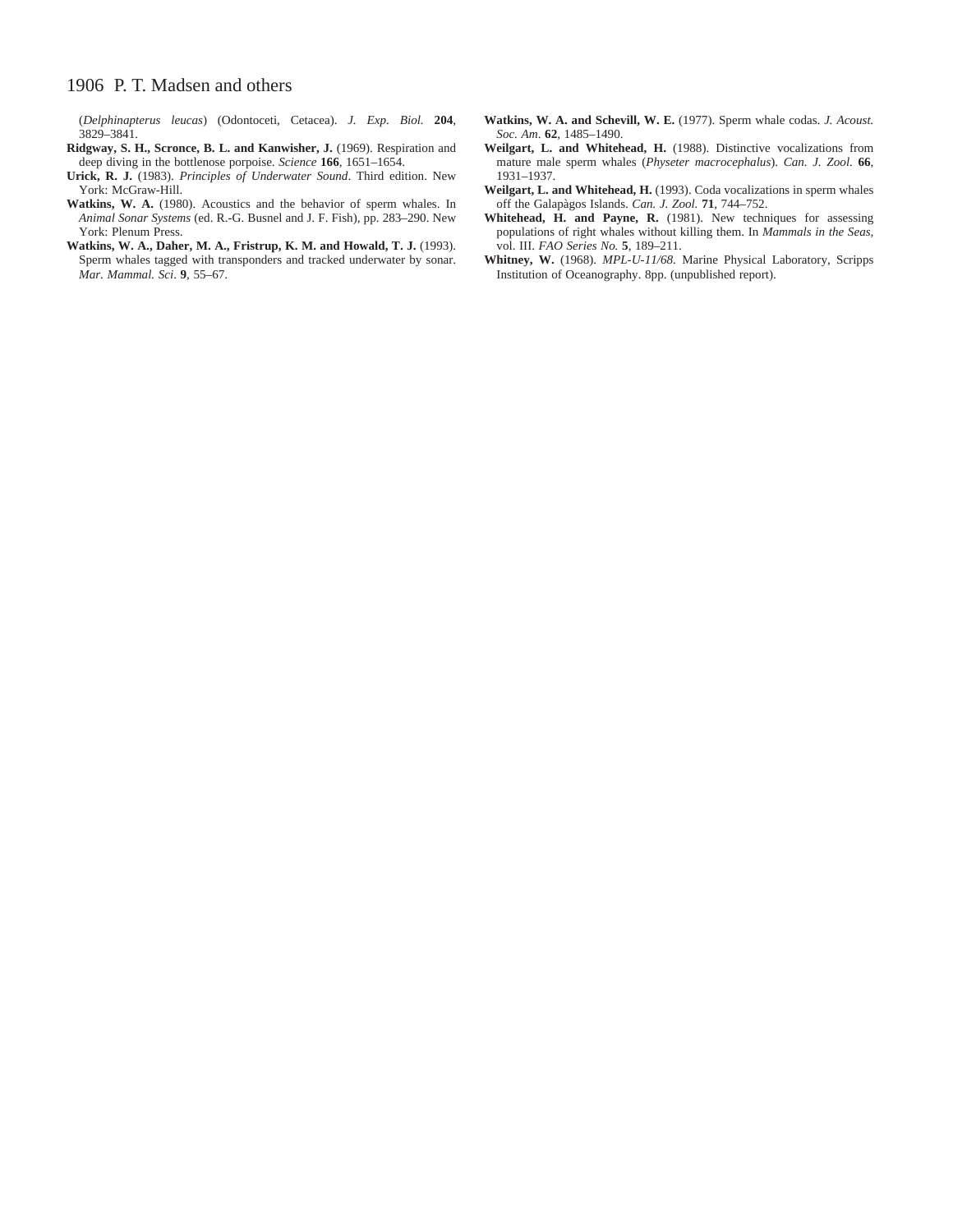(*Delphinapterus leucas*) (Odontoceti, Cetacea). *J. Exp. Biol.* **204**, 3829–3841.

**Ridgway, S. H., Scronce, B. L. and Kanwisher, J.** (1969). Respiration and deep diving in the bottlenose porpoise. *Science* **166**, 1651–1654.

**Urick, R. J.** (1983). *Principles of Underwater Sound*. Third edition. New York: McGraw-Hill.

**Watkins, W. A.** (1980). Acoustics and the behavior of sperm whales. In *Animal Sonar Systems* (ed. R.-G. Busnel and J. F. Fish), pp. 283–290. New York: Plenum Press.

**Watkins, W. A., Daher, M. A., Fristrup, K. M. and Howald, T. J.** (1993). Sperm whales tagged with transponders and tracked underwater by sonar. *Mar. Mammal. Sci*. **9**, 55–67.

**Watkins, W. A. and Schevill, W. E.** (1977). Sperm whale codas. *J. Acoust. Soc. Am*. **62**, 1485–1490.

**Weilgart, L. and Whitehead, H.** (1988). Distinctive vocalizations from mature male sperm whales (*Physeter macrocephalus*). *Can. J. Zool.* **66**, 1931–1937.

**Weilgart, L. and Whitehead, H.** (1993). Coda vocalizations in sperm whales off the Galapàgos Islands. *Can. J. Zool.* **71**, 744–752.

**Whitehead, H. and Payne, R.** (1981). New techniques for assessing populations of right whales without killing them. In *Mammals in the Seas*, vol. III. *FAO Series No.* **5**, 189–211.

**Whitney, W.** (1968). *MPL-U-11/68*. Marine Physical Laboratory, Scripps Institution of Oceanography. 8pp. (unpublished report).